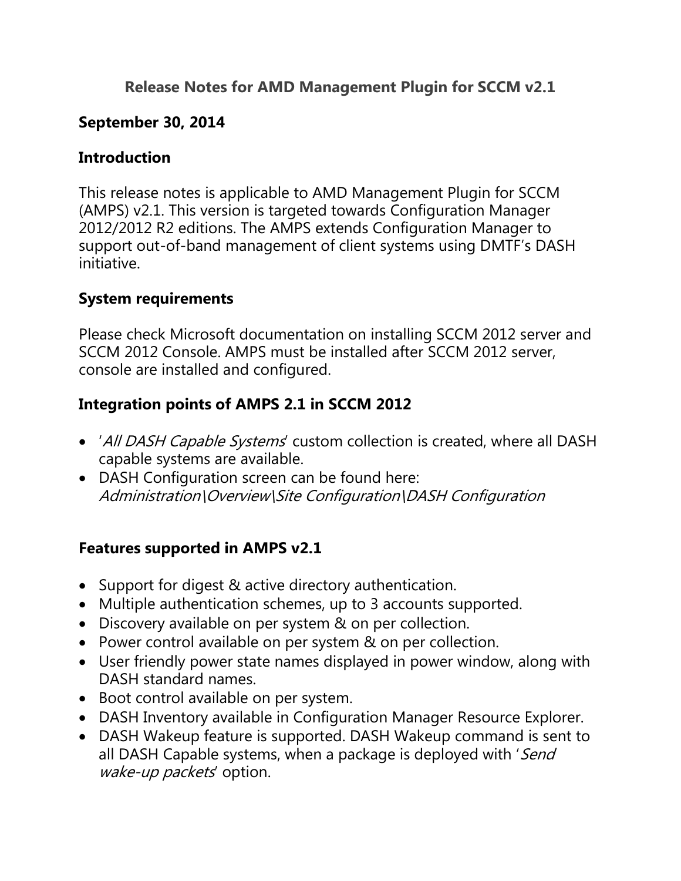# Release Notes for AMD Management Plugin for SCCM v2.1

**September 30, 2014**

## Introduction

This release notes is applicable to AMD Management Plugin for SCCM (AMPS) v2.1. This version is targeted towards Configuration Manager 2012/2012 R2 editions. The AMPS extends Configuration Manager to support out-of-band management of client systems using DMTF's DASH initiative.

## System requirements

Please check Microsoft documentation on installing SCCM 2012 server and SCCM 2012 Console. AMPS must be installed after SCCM 2012 server, console are installed and configured.

## Integration points of AMPS 2.1 in SCCM 2012

- '*All DASH Capable Systems*' custom collection is created, where all DASH capable systems are available.
- DASH Configuration screen can be found here: *Administration\Overview\Site Configuration\DASH Configuration*

## Features supported in AMPS v2.1

- Support for digest & active directory authentication.
- Multiple authentication schemes, up to 3 accounts supported.
- Discovery available on per system & on per collection.
- Power control available on per system & on per collection.
- User friendly power state names displayed in power window, along with DASH standard names.
- Boot control available on per system.
- DASH Inventory available in Configuration Manager Resource Explorer.
- DASH Wakeup feature is supported. DASH Wakeup command is sent to all DASH Capable systems, when a package is deployed with '*Send wake-up packets*' option.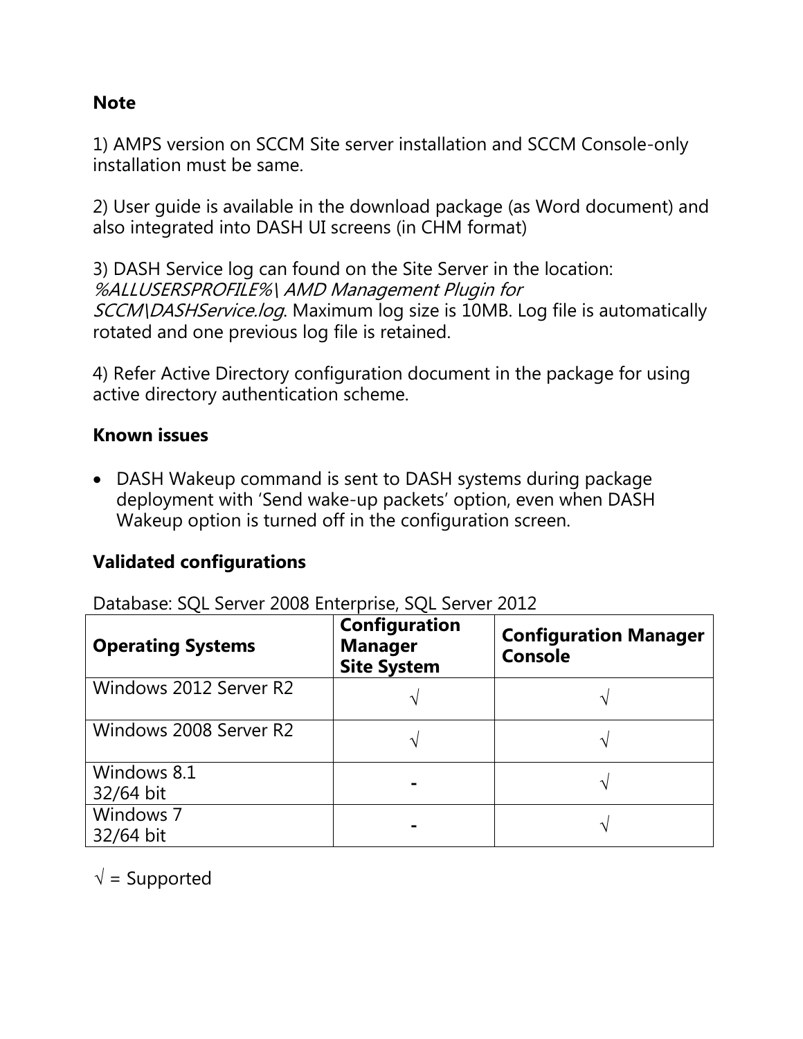**Note**

1) AMPS version on SCCM Site server installation and SCCM Console-only installation must be same.

2) User guide is available in the download package (as Word document) and also integrated into DASH UI screens (in CHM format)

3) DASH Service log can found on the Site Server in the location: *%ALLUSERSPROFILE%\ AMD Management Plugin for SCCM\DASHService.log*. Maximum log size is 10MB. Log file is automatically rotated and one previous log file is retained.

4) Refer Active Directory configuration document in the package for using active directory authentication scheme.

**Known issues**

- DASH Wakeup command is sent to DASH systems during package deployment with 'Send wake-up packets' option, even when DASH Wakeup option is turned off in the configuration screen.

**Validated configurations**

Database: SQL Server 2008 Enterprise, SQL Server 2012

| **Operating Systems** | **Configuration Manager Site System** | **Configuration Manager Console** |
|---|---|---|
| Windows 2012 Server R2 | √ | √ |
| Windows 2008 Server R2 | √ | √ |
| Windows 8.1 32/64 bit | - | √ |
| Windows 7 32/64 bit | - | √ |

√ = Supported